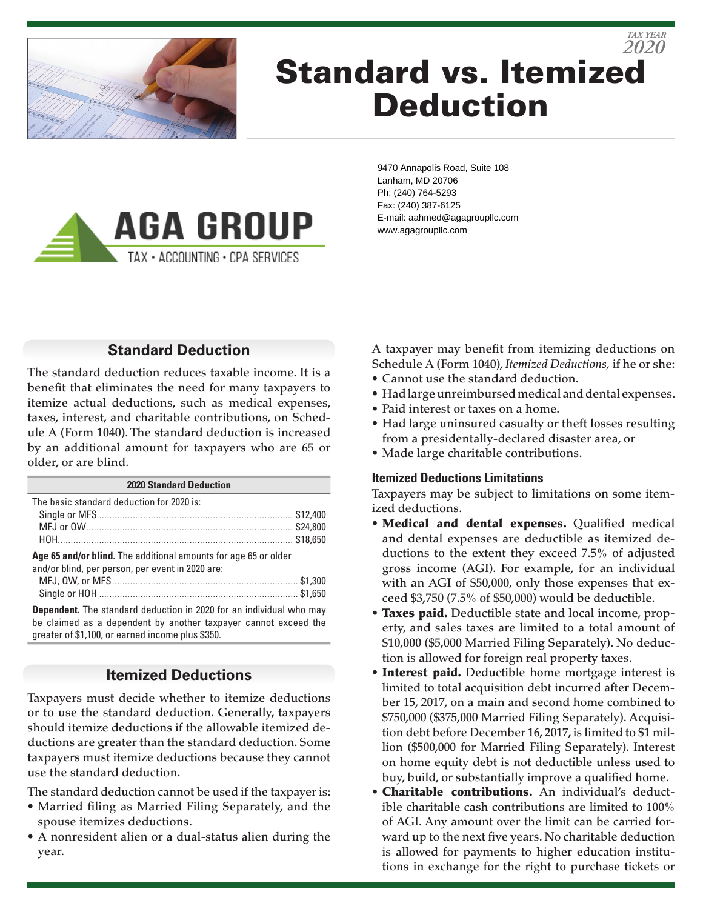TAX YEAR 2020

# Standard vs. Itemized Deduction

AGA GROUP
TAX • ACCOUNTING • CPA SERVICES

9470 Annapolis Road, Suite 108
Lanham, MD 20706
Ph: (240) 764-5293
Fax: (240) 387-6125
E-mail: aahmed@agagroupllc.com
www.agagroupllc.com

## Standard Deduction

The standard deduction reduces taxable income. It is a benefit that eliminates the need for many taxpayers to itemize actual deductions, such as medical expenses, taxes, interest, and charitable contributions, on Schedule A (Form 1040). The standard deduction is increased by an additional amount for taxpayers who are 65 or older, or are blind.

| 2020 Standard Deduction | |
|---|---|
| The basic standard deduction for 2020 is: | |
| Single or MFS | $12,400 |
| MFJ or QW | $24,800 |
| HOH | $18,650 |
| **Age 65 and/or blind.** The additional amounts for age 65 or older and/or blind, per person, per event in 2020 are: | |
| MFJ, QW, or MFS | $1,300 |
| Single or HOH | $1,650 |
| **Dependent.** The standard deduction in 2020 for an individual who may be claimed as a dependent by another taxpayer cannot exceed the greater of $1,100, or earned income plus $350. | |

## Itemized Deductions

Taxpayers must decide whether to itemize deductions or to use the standard deduction. Generally, taxpayers should itemize deductions if the allowable itemized deductions are greater than the standard deduction. Some taxpayers must itemize deductions because they cannot use the standard deduction.

The standard deduction cannot be used if the taxpayer is:

- Married filing as Married Filing Separately, and the spouse itemizes deductions.
- A nonresident alien or a dual-status alien during the year.

A taxpayer may benefit from itemizing deductions on Schedule A (Form 1040), *Itemized Deductions,* if he or she:

- Cannot use the standard deduction.
- Had large unreimbursed medical and dental expenses.
- Paid interest or taxes on a home.
- Had large uninsured casualty or theft losses resulting from a presidentally-declared disaster area, or
- Made large charitable contributions.

### Itemized Deductions Limitations

Taxpayers may be subject to limitations on some itemized deductions.

- **Medical and dental expenses.** Qualified medical and dental expenses are deductible as itemized deductions to the extent they exceed 7.5% of adjusted gross income (AGI). For example, for an individual with an AGI of $50,000, only those expenses that exceed $3,750 (7.5% of $50,000) would be deductible.
- **Taxes paid.** Deductible state and local income, property, and sales taxes are limited to a total amount of $10,000 ($5,000 Married Filing Separately). No deduction is allowed for foreign real property taxes.
- **Interest paid.** Deductible home mortgage interest is limited to total acquisition debt incurred after December 15, 2017, on a main and second home combined to $750,000 ($375,000 Married Filing Separately). Acquisition debt before December 16, 2017, is limited to $1 million ($500,000 for Married Filing Separately). Interest on home equity debt is not deductible unless used to buy, build, or substantially improve a qualified home.
- **Charitable contributions.** An individual's deductible charitable cash contributions are limited to 100% of AGI. Any amount over the limit can be carried forward up to the next five years. No charitable deduction is allowed for payments to higher education institutions in exchange for the right to purchase tickets or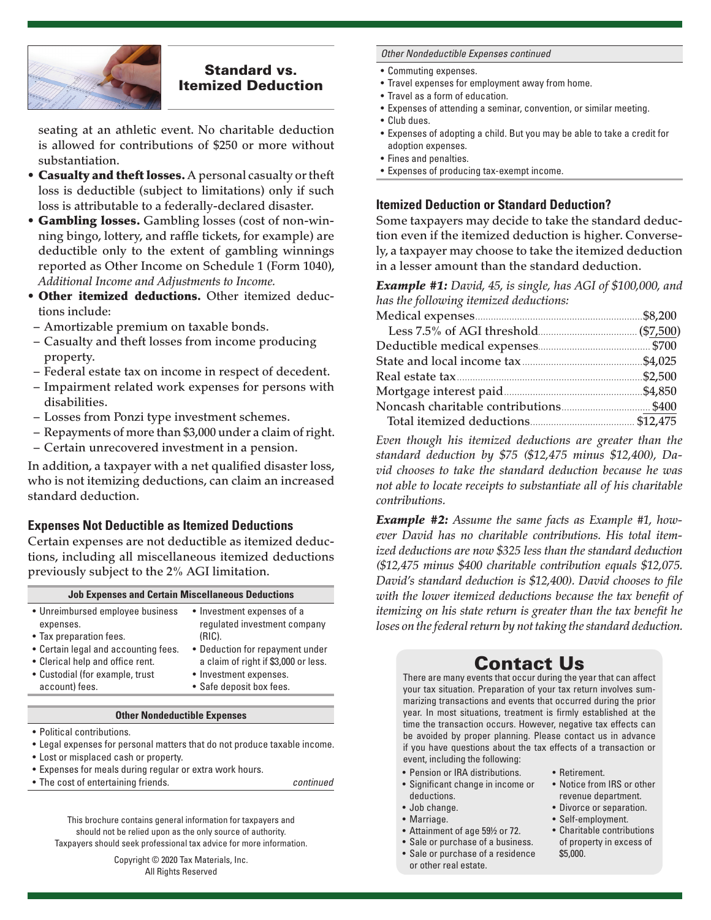## Standard vs. Itemized Deduction

seating at an athletic event. No charitable deduction is allowed for contributions of $250 or more without substantiation.

- **Casualty and theft losses.** A personal casualty or theft loss is deductible (subject to limitations) only if such loss is attributable to a federally-declared disaster.
- **Gambling losses.** Gambling losses (cost of non-winning bingo, lottery, and raffle tickets, for example) are deductible only to the extent of gambling winnings reported as Other Income on Schedule 1 (Form 1040), *Additional Income and Adjustments to Income.*
- **Other itemized deductions.** Other itemized deductions include:
  - Amortizable premium on taxable bonds.
  - Casualty and theft losses from income producing property.
  - Federal estate tax on income in respect of decedent.
  - Impairment related work expenses for persons with disabilities.
  - Losses from Ponzi type investment schemes.
  - Repayments of more than $3,000 under a claim of right.
  - Certain unrecovered investment in a pension.

In addition, a taxpayer with a net qualified disaster loss, who is not itemizing deductions, can claim an increased standard deduction.

### Expenses Not Deductible as Itemized Deductions

Certain expenses are not deductible as itemized deductions, including all miscellaneous itemized deductions previously subject to the 2% AGI limitation.

**Job Expenses and Certain Miscellaneous Deductions**

- Unreimbursed employee business expenses.
- Tax preparation fees.
- Certain legal and accounting fees.
- Clerical help and office rent.
- Custodial (for example, trust account) fees.
- Investment expenses of a regulated investment company (RIC).
- Deduction for repayment under a claim of right if $3,000 or less.
- Investment expenses.
- Safe deposit box fees.

**Other Nondeductible Expenses**

- Political contributions.
- Legal expenses for personal matters that do not produce taxable income.
- Lost or misplaced cash or property.
- Expenses for meals during regular or extra work hours.
- The cost of entertaining friends.

*continued*

*Other Nondeductible Expenses continued*

- Commuting expenses.
- Travel expenses for employment away from home.
- Travel as a form of education.
- Expenses of attending a seminar, convention, or similar meeting.
- Club dues.
- Expenses of adopting a child. But you may be able to take a credit for adoption expenses.
- Fines and penalties.
- Expenses of producing tax-exempt income.

### Itemized Deduction or Standard Deduction?

Some taxpayers may decide to take the standard deduction even if the itemized deduction is higher. Conversely, a taxpayer may choose to take the itemized deduction in a lesser amount than the standard deduction.

***Example #1:*** *David, 45, is single, has AGI of $100,000, and has the following itemized deductions:*

| | |
|---|---|
| Medical expenses | $8,200 |
| Less 7.5% of AGI threshold | ($7,500) |
| Deductible medical expenses | $700 |
| State and local income tax | $4,025 |
| Real estate tax | $2,500 |
| Mortgage interest paid | $4,850 |
| Noncash charitable contributions | $400 |
| Total itemized deductions | $12,475 |

*Even though his itemized deductions are greater than the standard deduction by $75 ($12,475 minus $12,400), David chooses to take the standard deduction because he was not able to locate receipts to substantiate all of his charitable contributions.*

***Example #2:*** *Assume the same facts as Example #1, however David has no charitable contributions. His total itemized deductions are now $325 less than the standard deduction ($12,475 minus $400 charitable contribution equals $12,075. David's standard deduction is $12,400). David chooses to file with the lower itemized deductions because the tax benefit of itemizing on his state return is greater than the tax benefit he loses on the federal return by not taking the standard deduction.*

## Contact Us

There are many events that occur during the year that can affect your tax situation. Preparation of your tax return involves summarizing transactions and events that occurred during the prior year. In most situations, treatment is firmly established at the time the transaction occurs. However, negative tax effects can be avoided by proper planning. Please contact us in advance if you have questions about the tax effects of a transaction or event, including the following:

- Pension or IRA distributions.
- Significant change in income or deductions.
- Job change.
- Marriage.
- Attainment of age 59½ or 72.
- Sale or purchase of a business.
- Sale or purchase of a residence or other real estate.
- Retirement.
- Notice from IRS or other revenue department.
- Divorce or separation.
- Self-employment.
- Charitable contributions of property in excess of $5,000.

This brochure contains general information for taxpayers and should not be relied upon as the only source of authority. Taxpayers should seek professional tax advice for more information.

Copyright © 2020 Tax Materials, Inc.
All Rights Reserved